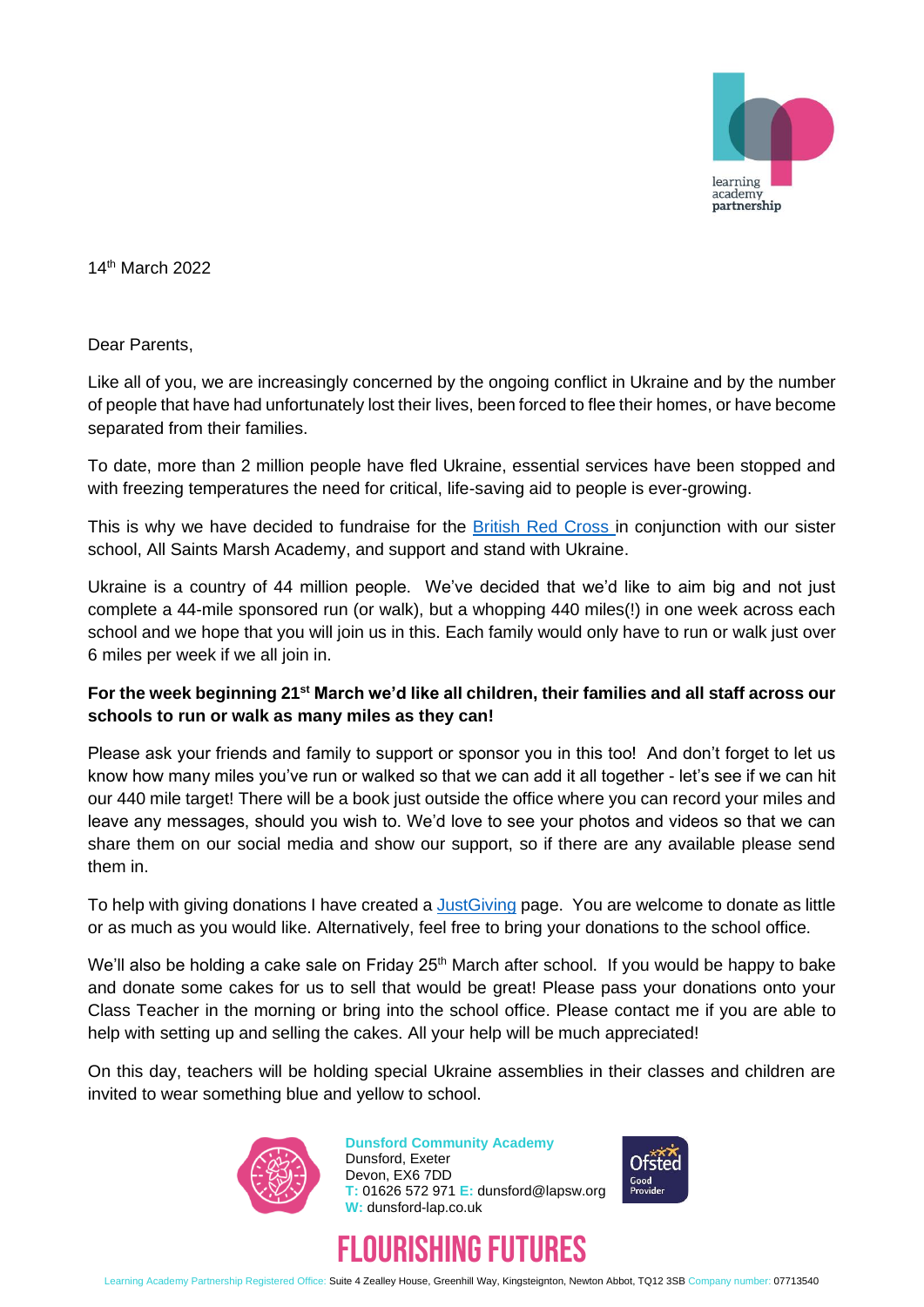14th March 2022

Dear Parents,

Like all of you, we are increasingly concerned by the ongoing conflict in Ukraine and by the number of people that have had unfortunately lost their lives, been forced to flee their homes, or have become separated from their families.

To date, more than 2 million people have fled Ukraine, essential services have been stopped and with freezing temperatures the need for critical, life-saving aid to people is ever-growing.

This is why we have decided to fundraise for the British Red Cross in conjunction with our sister school, All Saints Marsh Academy, and support and stand with Ukraine.

Ukraine is a country of 44 million people. We've decided that we'd like to aim big and not just complete a 44-mile sponsored run (or walk), but a whopping 440 miles(!) in one week across each school and we hope that you will join us in this. Each family would only have to run or walk just over 6 miles per week if we all join in.

**For the week beginning 21st March we'd like all children, their families and all staff across our schools to run or walk as many miles as they can!**

Please ask your friends and family to support or sponsor you in this too! And don't forget to let us know how many miles you've run or walked so that we can add it all together - let's see if we can hit our 440 mile target! There will be a book just outside the office where you can record your miles and leave any messages, should you wish to. We'd love to see your photos and videos so that we can share them on our social media and show our support, so if there are any available please send them in.

To help with giving donations I have created a JustGiving page. You are welcome to donate as little or as much as you would like. Alternatively, feel free to bring your donations to the school office.

We'll also be holding a cake sale on Friday 25th March after school. If you would be happy to bake and donate some cakes for us to sell that would be great! Please pass your donations onto your Class Teacher in the morning or bring into the school office. Please contact me if you are able to help with setting up and selling the cakes. All your help will be much appreciated!

On this day, teachers will be holding special Ukraine assemblies in their classes and children are invited to wear something blue and yellow to school.

**Dunsford Community Academy**
Dunsford, Exeter
Devon, EX6 7DD
T: 01626 572 971 E: dunsford@lapsw.org
W: dunsford-lap.co.uk

FLOURISHING FUTURES

Learning Academy Partnership Registered Office: Suite 4 Zealley House, Greenhill Way, Kingsteignton, Newton Abbot, TQ12 3SB Company number: 07713540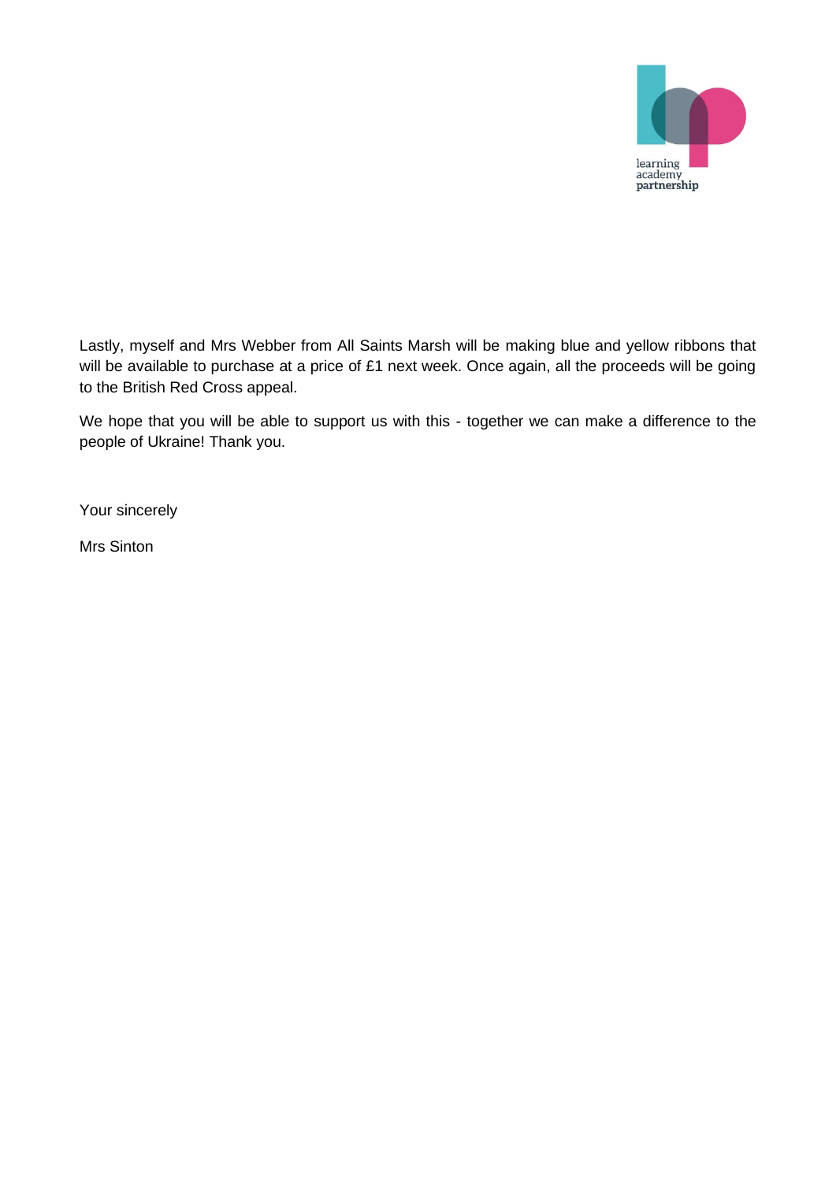Lastly, myself and Mrs Webber from All Saints Marsh will be making blue and yellow ribbons that will be available to purchase at a price of £1 next week. Once again, all the proceeds will be going to the British Red Cross appeal.

We hope that you will be able to support us with this - together we can make a difference to the people of Ukraine! Thank you.

Your sincerely

Mrs Sinton